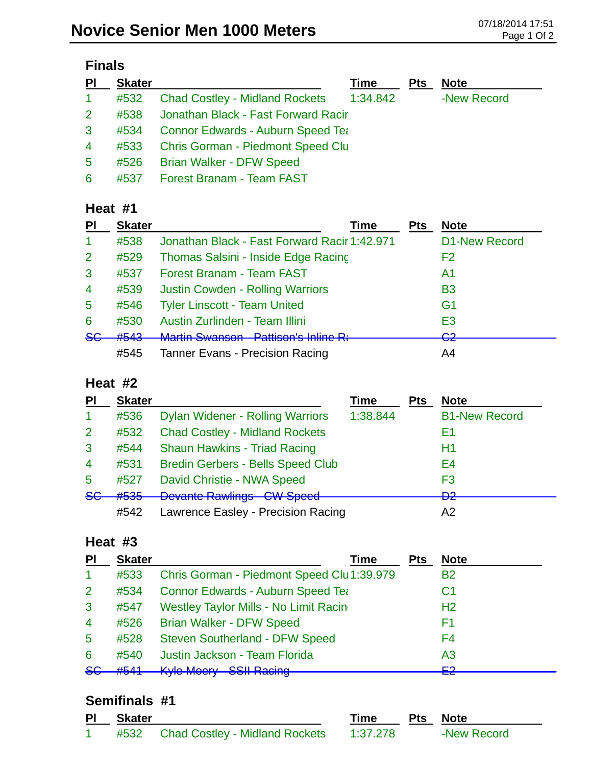# Novice Senior Men 1000 Meters

07/18/2014 17:51

## Finals

| Pl | Skater | | Time | Pts | Note |
|---|---|---|---|---|---|
| 1 | #532 | Chad Costley - Midland Rockets | 1:34.842 | | -New Record |
| 2 | #538 | Jonathan Black - Fast Forward Racir | | | |
| 3 | #534 | Connor Edwards - Auburn Speed Tea | | | |
| 4 | #533 | Chris Gorman - Piedmont Speed Clu | | | |
| 5 | #526 | Brian Walker - DFW Speed | | | |
| 6 | #537 | Forest Branam - Team FAST | | | |

## Heat #1

| Pl | Skater | | Time | Pts | Note |
|---|---|---|---|---|---|
| 1 | #538 | Jonathan Black - Fast Forward Racir | 1:42.971 | | D1-New Record |
| 2 | #529 | Thomas Salsini - Inside Edge Racing | | | F2 |
| 3 | #537 | Forest Branam - Team FAST | | | A1 |
| 4 | #539 | Justin Cowden - Rolling Warriors | | | B3 |
| 5 | #546 | Tyler Linscott - Team United | | | G1 |
| 6 | #530 | Austin Zurlinden - Team Illini | | | E3 |
| ~~SC~~ | ~~#543~~ | ~~Martin Swanson - Pattison's Inline Ra~~ | | | ~~C2~~ |
| | #545 | Tanner Evans - Precision Racing | | | A4 |

## Heat #2

| Pl | Skater | | Time | Pts | Note |
|---|---|---|---|---|---|
| 1 | #536 | Dylan Widener - Rolling Warriors | 1:38.844 | | B1-New Record |
| 2 | #532 | Chad Costley - Midland Rockets | | | E1 |
| 3 | #544 | Shaun Hawkins - Triad Racing | | | H1 |
| 4 | #531 | Bredin Gerbers - Bells Speed Club | | | E4 |
| 5 | #527 | David Christie - NWA Speed | | | F3 |
| ~~SC~~ | ~~#535~~ | ~~Devante Rawlings - CW Speed~~ | | | ~~D2~~ |
| | #542 | Lawrence Easley - Precision Racing | | | A2 |

## Heat #3

| Pl | Skater | | Time | Pts | Note |
|---|---|---|---|---|---|
| 1 | #533 | Chris Gorman - Piedmont Speed Clu | 1:39.979 | | B2 |
| 2 | #534 | Connor Edwards - Auburn Speed Tea | | | C1 |
| 3 | #547 | Westley Taylor Mills - No Limit Racin | | | H2 |
| 4 | #526 | Brian Walker - DFW Speed | | | F1 |
| 5 | #528 | Steven Southerland - DFW Speed | | | F4 |
| 6 | #540 | Justin Jackson - Team Florida | | | A3 |
| ~~SC~~ | ~~#541~~ | ~~Kyle Moery - SSII Racing~~ | | | ~~E2~~ |

## Semifinals #1

| Pl | Skater | | Time | Pts | Note |
|---|---|---|---|---|---|
| 1 | #532 | Chad Costley - Midland Rockets | 1:37.278 | | -New Record |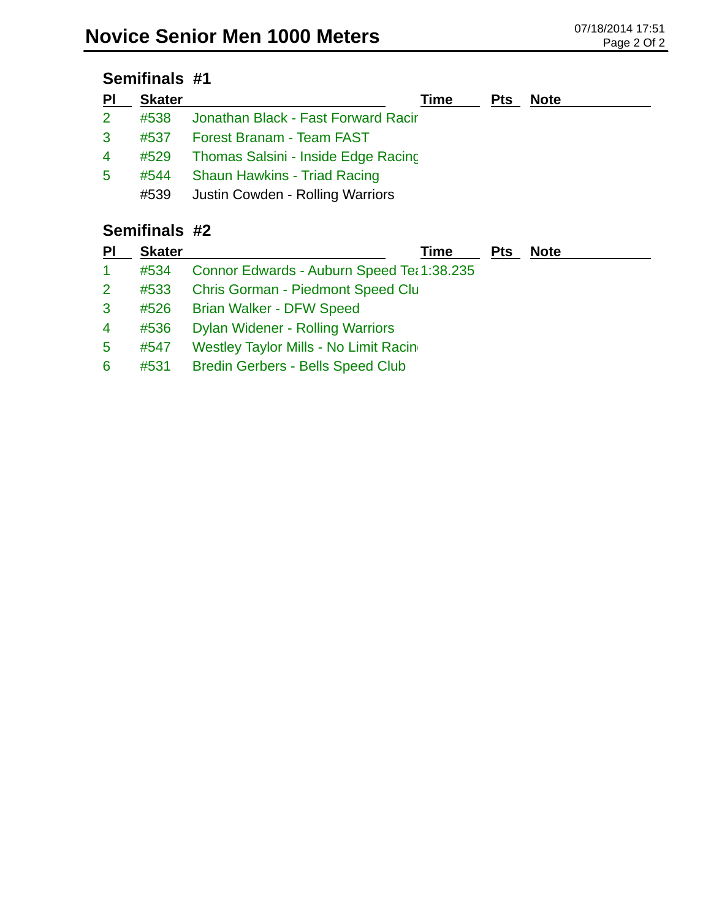# Novice Senior Men 1000 Meters

07/18/2014 17:51

## Semifinals #1

| Pl | Skater | | Time | Pts | Note |
|---|---|---|---|---|---|
| 2 | #538 | Jonathan Black - Fast Forward Racir | | | |
| 3 | #537 | Forest Branam - Team FAST | | | |
| 4 | #529 | Thomas Salsini - Inside Edge Racing | | | |
| 5 | #544 | Shaun Hawkins - Triad Racing | | | |
| | #539 | Justin Cowden - Rolling Warriors | | | |

## Semifinals #2

| Pl | Skater | | Time | Pts | Note |
|---|---|---|---|---|---|
| 1 | #534 | Connor Edwards - Auburn Speed Tea | 1:38.235 | | |
| 2 | #533 | Chris Gorman - Piedmont Speed Clu | | | |
| 3 | #526 | Brian Walker - DFW Speed | | | |
| 4 | #536 | Dylan Widener - Rolling Warriors | | | |
| 5 | #547 | Westley Taylor Mills - No Limit Racin | | | |
| 6 | #531 | Bredin Gerbers - Bells Speed Club | | | |